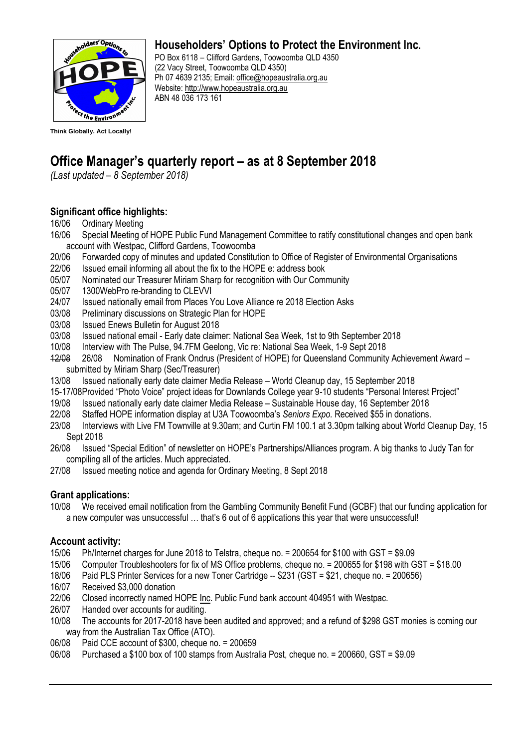## Householders' Options to Protect the Environment Inc.

PO Box 6118 – Clifford Gardens, Toowoomba QLD 4350
(22 Vacy Street, Toowoomba QLD 4350)
Ph 07 4639 2135; Email: office@hopeaustralia.org.au
Website: http://www.hopeaustralia.org.au
ABN 48 036 173 161

**Think Globally. Act Locally!**

# Office Manager's quarterly report – as at 8 September 2018

*(Last updated – 8 September 2018)*

### Significant office highlights:

16/06 Ordinary Meeting
16/06 Special Meeting of HOPE Public Fund Management Committee to ratify constitutional changes and open bank account with Westpac, Clifford Gardens, Toowoomba
20/06 Forwarded copy of minutes and updated Constitution to Office of Register of Environmental Organisations
22/06 Issued email informing all about the fix to the HOPE e: address book
05/07 Nominated our Treasurer Miriam Sharp for recognition with Our Community
05/07 1300WebPro re-branding to CLEVVI
24/07 Issued nationally email from Places You Love Alliance re 2018 Election Asks
03/08 Preliminary discussions on Strategic Plan for HOPE
03/08 Issued Enews Bulletin for August 2018
03/08 Issued national email - Early date claimer: National Sea Week, 1st to 9th September 2018
10/08 Interview with The Pulse, 94.7FM Geelong, Vic re: National Sea Week, 1-9 Sept 2018
~~12/08~~ 26/08 Nomination of Frank Ondrus (President of HOPE) for Queensland Community Achievement Award – submitted by Miriam Sharp (Sec/Treasurer)
13/08 Issued nationally early date claimer Media Release – World Cleanup day, 15 September 2018
15-17/08 Provided "Photo Voice" project ideas for Downlands College year 9-10 students "Personal Interest Project"
19/08 Issued nationally early date claimer Media Release – Sustainable House day, 16 September 2018
22/08 Staffed HOPE information display at U3A Toowoomba's *Seniors Expo.* Received $55 in donations.
23/08 Interviews with Live FM Townville at 9.30am; and Curtin FM 100.1 at 3.30pm talking about World Cleanup Day, 15 Sept 2018
26/08 Issued "Special Edition" of newsletter on HOPE's Partnerships/Alliances program. A big thanks to Judy Tan for compiling all of the articles. Much appreciated.
27/08 Issued meeting notice and agenda for Ordinary Meeting, 8 Sept 2018

### Grant applications:

10/08 We received email notification from the Gambling Community Benefit Fund (GCBF) that our funding application for a new computer was unsuccessful … that's 6 out of 6 applications this year that were unsuccessful!

### Account activity:

15/06 Ph/Internet charges for June 2018 to Telstra, cheque no. = 200654 for $100 with GST = $9.09
15/06 Computer Troubleshooters for fix of MS Office problems, cheque no. = 200655 for $198 with GST = $18.00
18/06 Paid PLS Printer Services for a new Toner Cartridge -- $231 (GST = $21, cheque no. = 200656)
16/07 Received $3,000 donation
22/06 Closed incorrectly named HOPE Inc. Public Fund bank account 404951 with Westpac.
26/07 Handed over accounts for auditing.
10/08 The accounts for 2017-2018 have been audited and approved; and a refund of $298 GST monies is coming our way from the Australian Tax Office (ATO).
06/08 Paid CCE account of $300, cheque no. = 200659
06/08 Purchased a $100 box of 100 stamps from Australia Post, cheque no. = 200660, GST = $9.09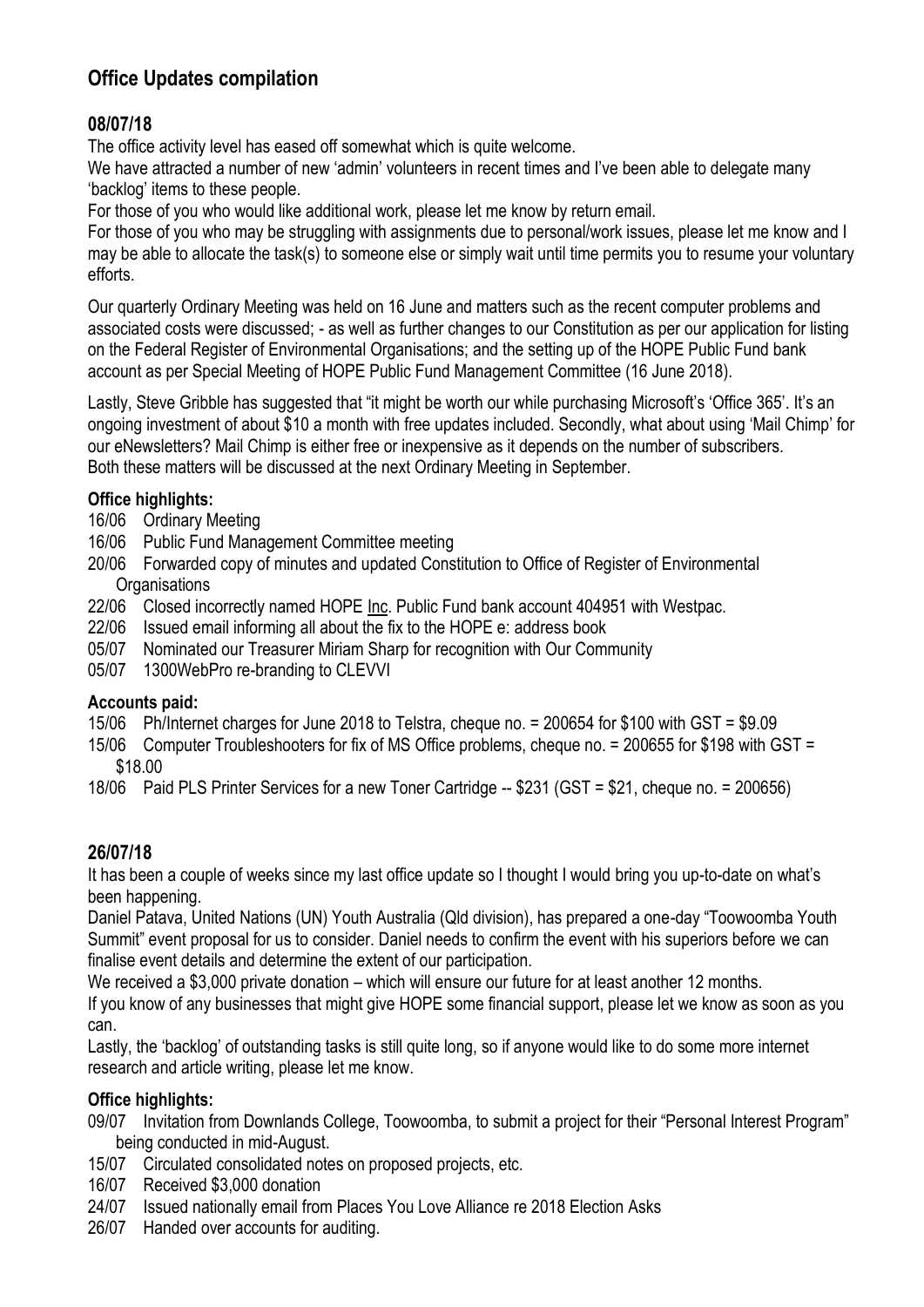# Office Updates compilation

## 08/07/18

The office activity level has eased off somewhat which is quite welcome.

We have attracted a number of new 'admin' volunteers in recent times and I've been able to delegate many 'backlog' items to these people.

For those of you who would like additional work, please let me know by return email.

For those of you who may be struggling with assignments due to personal/work issues, please let me know and I may be able to allocate the task(s) to someone else or simply wait until time permits you to resume your voluntary efforts.

Our quarterly Ordinary Meeting was held on 16 June and matters such as the recent computer problems and associated costs were discussed; - as well as further changes to our Constitution as per our application for listing on the Federal Register of Environmental Organisations; and the setting up of the HOPE Public Fund bank account as per Special Meeting of HOPE Public Fund Management Committee (16 June 2018).

Lastly, Steve Gribble has suggested that "it might be worth our while purchasing Microsoft's 'Office 365'. It's an ongoing investment of about $10 a month with free updates included. Secondly, what about using 'Mail Chimp' for our eNewsletters? Mail Chimp is either free or inexpensive as it depends on the number of subscribers.
Both these matters will be discussed at the next Ordinary Meeting in September.

### Office highlights:

- 16/06 Ordinary Meeting
- 16/06 Public Fund Management Committee meeting
- 20/06 Forwarded copy of minutes and updated Constitution to Office of Register of Environmental Organisations
- 22/06 Closed incorrectly named HOPE Inc. Public Fund bank account 404951 with Westpac.
- 22/06 Issued email informing all about the fix to the HOPE e: address book
- 05/07 Nominated our Treasurer Miriam Sharp for recognition with Our Community
- 05/07 1300WebPro re-branding to CLEVVI

### Accounts paid:

- 15/06 Ph/Internet charges for June 2018 to Telstra, cheque no. = 200654 for $100 with GST = $9.09
- 15/06 Computer Troubleshooters for fix of MS Office problems, cheque no. = 200655 for $198 with GST = $18.00
- 18/06 Paid PLS Printer Services for a new Toner Cartridge -- $231 (GST = $21, cheque no. = 200656)

## 26/07/18

It has been a couple of weeks since my last office update so I thought I would bring you up-to-date on what's been happening.

Daniel Patava, United Nations (UN) Youth Australia (Qld division), has prepared a one-day "Toowoomba Youth Summit" event proposal for us to consider. Daniel needs to confirm the event with his superiors before we can finalise event details and determine the extent of our participation.

We received a $3,000 private donation – which will ensure our future for at least another 12 months.

If you know of any businesses that might give HOPE some financial support, please let we know as soon as you can.

Lastly, the 'backlog' of outstanding tasks is still quite long, so if anyone would like to do some more internet research and article writing, please let me know.

### Office highlights:

- 09/07 Invitation from Downlands College, Toowoomba, to submit a project for their "Personal Interest Program" being conducted in mid-August.
- 15/07 Circulated consolidated notes on proposed projects, etc.
- 16/07 Received $3,000 donation
- 24/07 Issued nationally email from Places You Love Alliance re 2018 Election Asks
- 26/07 Handed over accounts for auditing.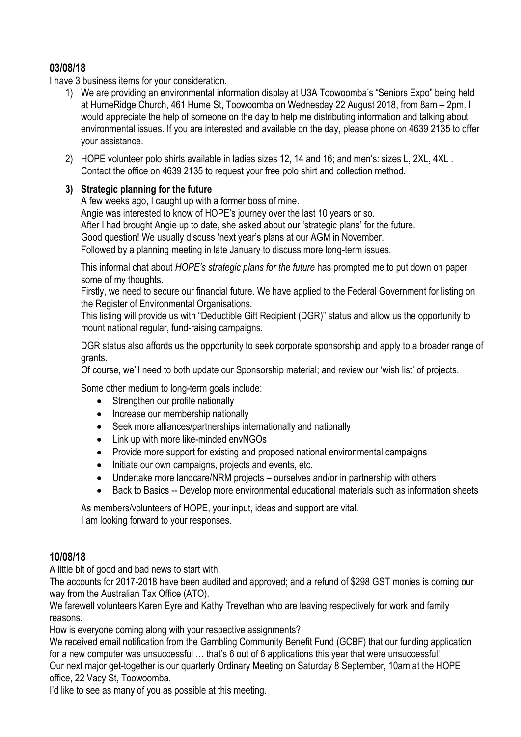### 03/08/18

I have 3 business items for your consideration.

1) We are providing an environmental information display at U3A Toowoomba's "Seniors Expo" being held at HumeRidge Church, 461 Hume St, Toowoomba on Wednesday 22 August 2018, from 8am – 2pm. I would appreciate the help of someone on the day to help me distributing information and talking about environmental issues. If you are interested and available on the day, please phone on 4639 2135 to offer your assistance.

2) HOPE volunteer polo shirts available in ladies sizes 12, 14 and 16; and men's: sizes L, 2XL, 4XL . Contact the office on 4639 2135 to request your free polo shirt and collection method.

3) **Strategic planning for the future**

   A few weeks ago, I caught up with a former boss of mine.
   Angie was interested to know of HOPE's journey over the last 10 years or so.
   After I had brought Angie up to date, she asked about our 'strategic plans' for the future.
   Good question! We usually discuss 'next year's plans at our AGM in November.
   Followed by a planning meeting in late January to discuss more long-term issues.

   This informal chat about *HOPE's strategic plans for the future* has prompted me to put down on paper some of my thoughts.
   Firstly, we need to secure our financial future. We have applied to the Federal Government for listing on the Register of Environmental Organisations.
   This listing will provide us with "Deductible Gift Recipient (DGR)" status and allow us the opportunity to mount national regular, fund-raising campaigns.

   DGR status also affords us the opportunity to seek corporate sponsorship and apply to a broader range of grants.
   Of course, we'll need to both update our Sponsorship material; and review our 'wish list' of projects.

   Some other medium to long-term goals include:

   - Strengthen our profile nationally
   - Increase our membership nationally
   - Seek more alliances/partnerships internationally and nationally
   - Link up with more like-minded envNGOs
   - Provide more support for existing and proposed national environmental campaigns
   - Initiate our own campaigns, projects and events, etc.
   - Undertake more landcare/NRM projects – ourselves and/or in partnership with others
   - Back to Basics -- Develop more environmental educational materials such as information sheets

   As members/volunteers of HOPE, your input, ideas and support are vital.
   I am looking forward to your responses.

### 10/08/18

A little bit of good and bad news to start with.
The accounts for 2017-2018 have been audited and approved; and a refund of $298 GST monies is coming our way from the Australian Tax Office (ATO).
We farewell volunteers Karen Eyre and Kathy Trevethan who are leaving respectively for work and family reasons.
How is everyone coming along with your respective assignments?
We received email notification from the Gambling Community Benefit Fund (GCBF) that our funding application for a new computer was unsuccessful … that's 6 out of 6 applications this year that were unsuccessful!
Our next major get-together is our quarterly Ordinary Meeting on Saturday 8 September, 10am at the HOPE office, 22 Vacy St, Toowoomba.
I'd like to see as many of you as possible at this meeting.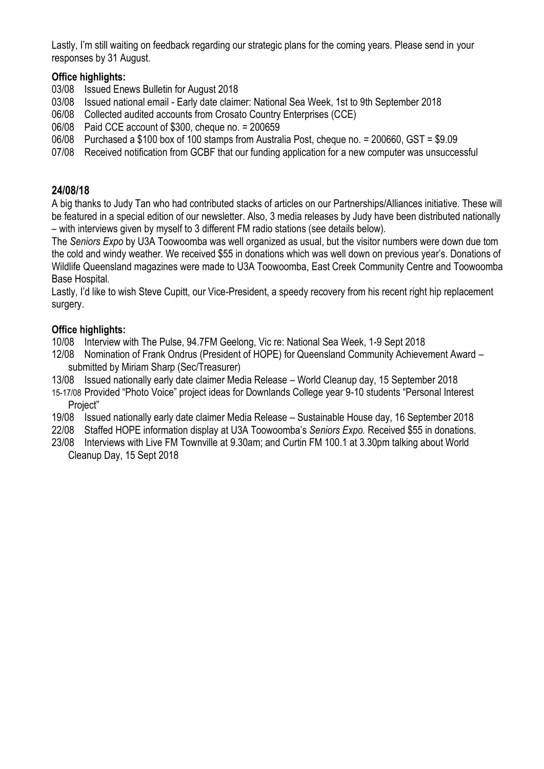Lastly, I'm still waiting on feedback regarding our strategic plans for the coming years. Please send in your responses by 31 August.

**Office highlights:**

03/08 Issued Enews Bulletin for August 2018
03/08 Issued national email - Early date claimer: National Sea Week, 1st to 9th September 2018
06/08 Collected audited accounts from Crosato Country Enterprises (CCE)
06/08 Paid CCE account of $300, cheque no. = 200659
06/08 Purchased a $100 box of 100 stamps from Australia Post, cheque no. = 200660, GST = $9.09
07/08 Received notification from GCBF that our funding application for a new computer was unsuccessful

## 24/08/18

A big thanks to Judy Tan who had contributed stacks of articles on our Partnerships/Alliances initiative. These will be featured in a special edition of our newsletter. Also, 3 media releases by Judy have been distributed nationally – with interviews given by myself to 3 different FM radio stations (see details below).

The *Seniors Expo* by U3A Toowoomba was well organized as usual, but the visitor numbers were down due tom the cold and windy weather. We received $55 in donations which was well down on previous year's. Donations of Wildlife Queensland magazines were made to U3A Toowoomba, East Creek Community Centre and Toowoomba Base Hospital.

Lastly, I'd like to wish Steve Cupitt, our Vice-President, a speedy recovery from his recent right hip replacement surgery.

**Office highlights:**

10/08 Interview with The Pulse, 94.7FM Geelong, Vic re: National Sea Week, 1-9 Sept 2018
12/08 Nomination of Frank Ondrus (President of HOPE) for Queensland Community Achievement Award – submitted by Miriam Sharp (Sec/Treasurer)
13/08 Issued nationally early date claimer Media Release – World Cleanup day, 15 September 2018
15-17/08 Provided "Photo Voice" project ideas for Downlands College year 9-10 students "Personal Interest Project"
19/08 Issued nationally early date claimer Media Release – Sustainable House day, 16 September 2018
22/08 Staffed HOPE information display at U3A Toowoomba's *Seniors Expo.* Received $55 in donations.
23/08 Interviews with Live FM Townville at 9.30am; and Curtin FM 100.1 at 3.30pm talking about World Cleanup Day, 15 Sept 2018